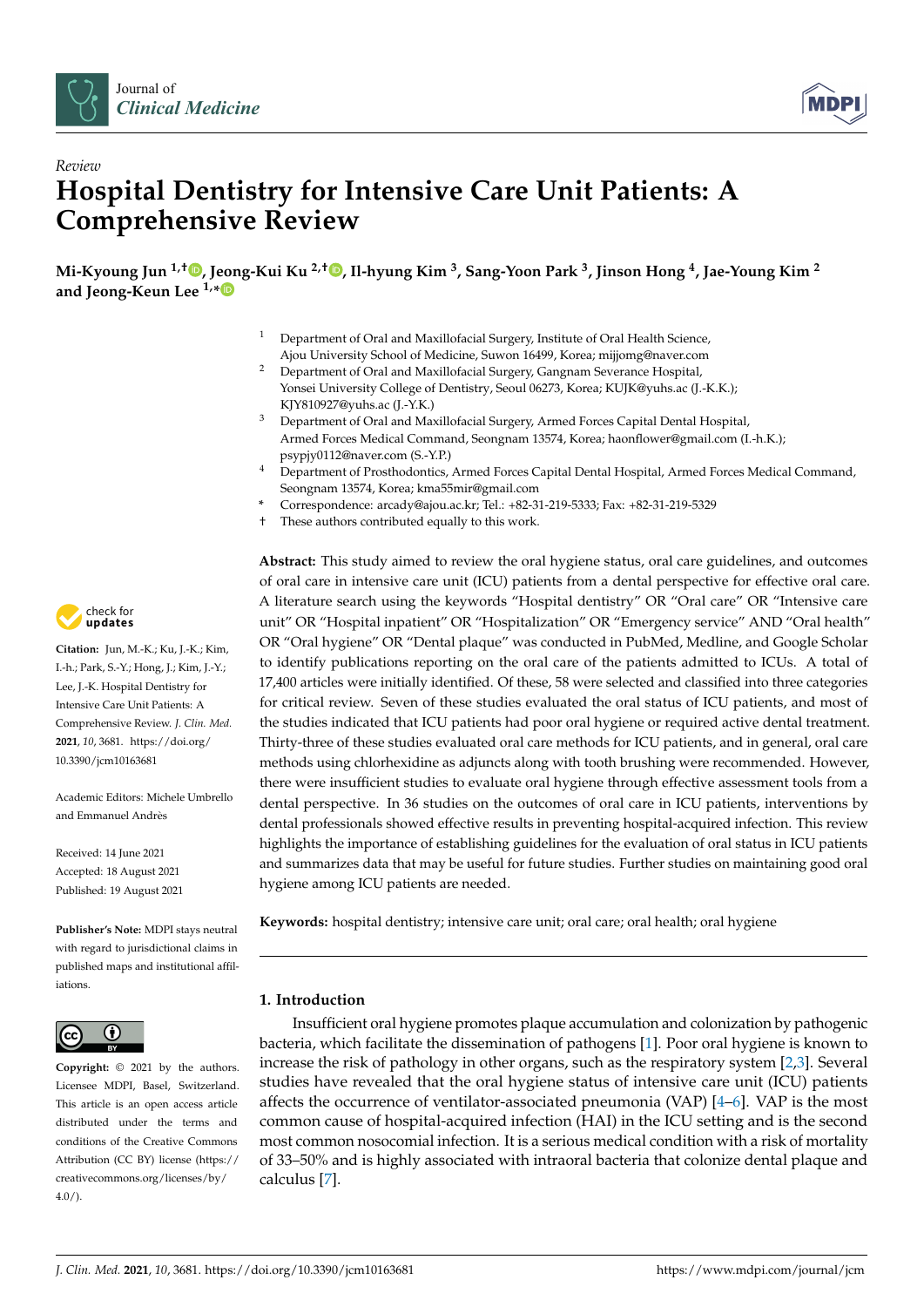Review

# Hospital Dentistry for Intensive Care Unit Patients: A Comprehensive Review

**Mi-Kyoung Jun [1,†], Jeong-Kui Ku [2,†], Il-hyung Kim [3], Sang-Yoon Park [3], Jinson Hong [4], Jae-Young Kim [2] and Jeong-Keun Lee [1,*]**

1 Department of Oral and Maxillofacial Surgery, Institute of Oral Health Science, Ajou University School of Medicine, Suwon 16499, Korea; mijjomg@naver.com
2 Department of Oral and Maxillofacial Surgery, Gangnam Severance Hospital, Yonsei University College of Dentistry, Seoul 06273, Korea; KUJK@yuhs.ac (J.-K.K.); KJY810927@yuhs.ac (J.-Y.K.)
3 Department of Oral and Maxillofacial Surgery, Armed Forces Capital Dental Hospital, Armed Forces Medical Command, Seongnam 13574, Korea; haonflower@gmail.com (I.-h.K.); psypjy0112@naver.com (S.-Y.P.)
4 Department of Prosthodontics, Armed Forces Capital Dental Hospital, Armed Forces Medical Command, Seongnam 13574, Korea; kma55mir@gmail.com
* Correspondence: arcady@ajou.ac.kr; Tel.: +82-31-219-5333; Fax: +82-31-219-5329
† These authors contributed equally to this work.

**Citation:** Jun, M.-K.; Ku, J.-K.; Kim, I.-h.; Park, S.-Y.; Hong, J.; Kim, J.-Y.; Lee, J.-K. Hospital Dentistry for Intensive Care Unit Patients: A Comprehensive Review. *J. Clin. Med.* **2021**, *10*, 3681. https://doi.org/10.3390/jcm10163681

Academic Editors: Michele Umbrello and Emmanuel Andrès

Received: 14 June 2021
Accepted: 18 August 2021
Published: 19 August 2021

**Publisher's Note:** MDPI stays neutral with regard to jurisdictional claims in published maps and institutional affiliations.

**Copyright:** © 2021 by the authors. Licensee MDPI, Basel, Switzerland. This article is an open access article distributed under the terms and conditions of the Creative Commons Attribution (CC BY) license (https://creativecommons.org/licenses/by/4.0/).

**Abstract:** This study aimed to review the oral hygiene status, oral care guidelines, and outcomes of oral care in intensive care unit (ICU) patients from a dental perspective for effective oral care. A literature search using the keywords "Hospital dentistry" OR "Oral care" OR "Intensive care unit" OR "Hospital inpatient" OR "Hospitalization" OR "Emergency service" AND "Oral health" OR "Oral hygiene" OR "Dental plaque" was conducted in PubMed, Medline, and Google Scholar to identify publications reporting on the oral care of the patients admitted to ICUs. A total of 17,400 articles were initially identified. Of these, 58 were selected and classified into three categories for critical review. Seven of these studies evaluated the oral status of ICU patients, and most of the studies indicated that ICU patients had poor oral hygiene or required active dental treatment. Thirty-three of these studies evaluated oral care methods for ICU patients, and in general, oral care methods using chlorhexidine as adjuncts along with tooth brushing were recommended. However, there were insufficient studies to evaluate oral hygiene through effective assessment tools from a dental perspective. In 36 studies on the outcomes of oral care in ICU patients, interventions by dental professionals showed effective results in preventing hospital-acquired infection. This review highlights the importance of establishing guidelines for the evaluation of oral status in ICU patients and summarizes data that may be useful for future studies. Further studies on maintaining good oral hygiene among ICU patients are needed.

**Keywords:** hospital dentistry; intensive care unit; oral care; oral health; oral hygiene

## 1. Introduction

Insufficient oral hygiene promotes plaque accumulation and colonization by pathogenic bacteria, which facilitate the dissemination of pathogens [1]. Poor oral hygiene is known to increase the risk of pathology in other organs, such as the respiratory system [2,3]. Several studies have revealed that the oral hygiene status of intensive care unit (ICU) patients affects the occurrence of ventilator-associated pneumonia (VAP) [4–6]. VAP is the most common cause of hospital-acquired infection (HAI) in the ICU setting and is the second most common nosocomial infection. It is a serious medical condition with a risk of mortality of 33–50% and is highly associated with intraoral bacteria that colonize dental plaque and calculus [7].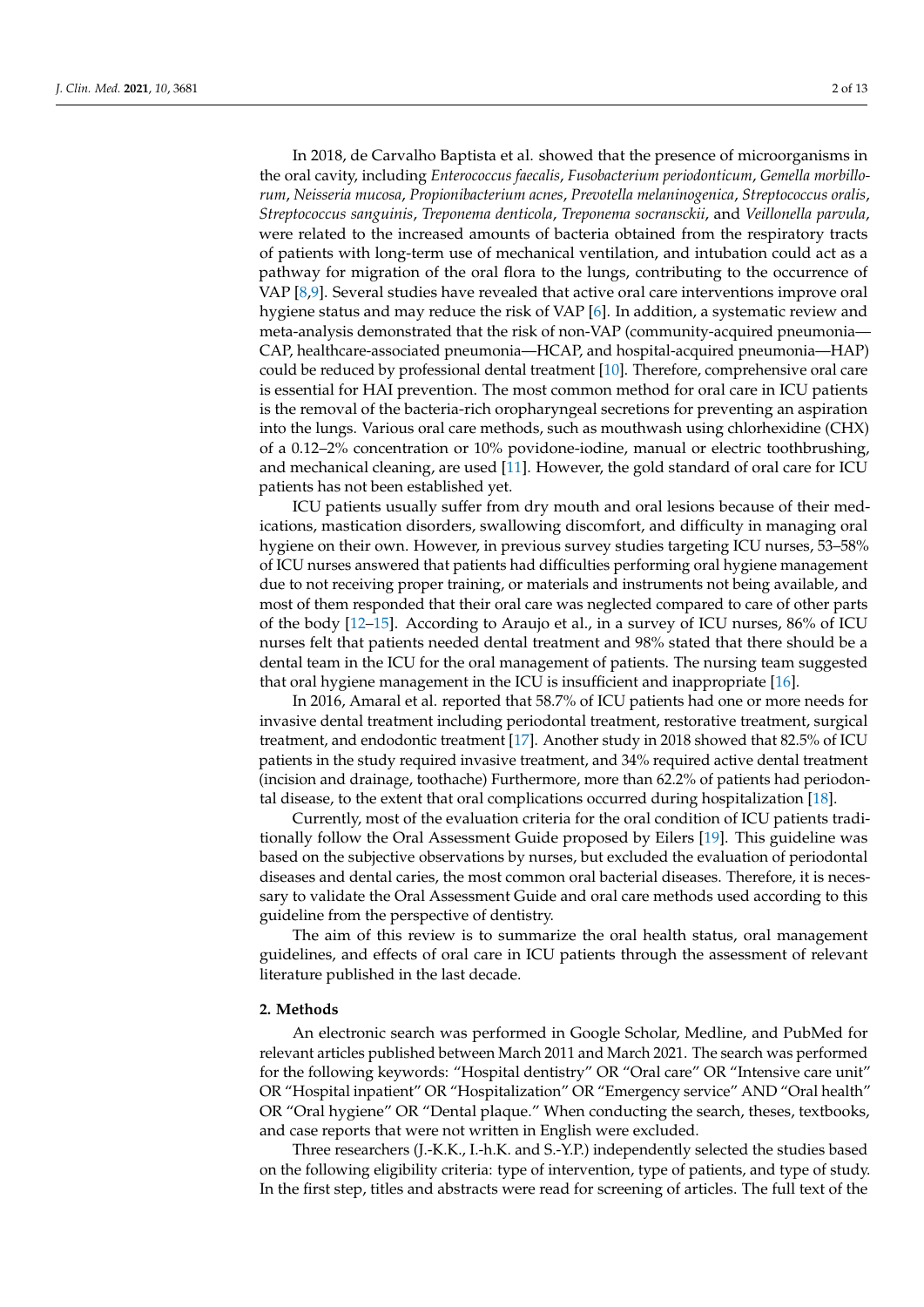In 2018, de Carvalho Baptista et al. showed that the presence of microorganisms in the oral cavity, including *Enterococcus faecalis*, *Fusobacterium periodonticum*, *Gemella morbillorum*, *Neisseria mucosa*, *Propionibacterium acnes*, *Prevotella melaninogenica*, *Streptococcus oralis*, *Streptococcus sanguinis*, *Treponema denticola*, *Treponema socranskii*, and *Veillonella parvula*, were related to the increased amounts of bacteria obtained from the respiratory tracts of patients with long-term use of mechanical ventilation, and intubation could act as a pathway for migration of the oral flora to the lungs, contributing to the occurrence of VAP [8,9]. Several studies have revealed that active oral care interventions improve oral hygiene status and may reduce the risk of VAP [6]. In addition, a systematic review and meta-analysis demonstrated that the risk of non-VAP (community-acquired pneumonia—CAP, healthcare-associated pneumonia—HCAP, and hospital-acquired pneumonia—HAP) could be reduced by professional dental treatment [10]. Therefore, comprehensive oral care is essential for HAI prevention. The most common method for oral care in ICU patients is the removal of the bacteria-rich oropharyngeal secretions for preventing an aspiration into the lungs. Various oral care methods, such as mouthwash using chlorhexidine (CHX) of a 0.12–2% concentration or 10% povidone-iodine, manual or electric toothbrushing, and mechanical cleaning, are used [11]. However, the gold standard of oral care for ICU patients has not been established yet.

ICU patients usually suffer from dry mouth and oral lesions because of their medications, mastication disorders, swallowing discomfort, and difficulty in managing oral hygiene on their own. However, in previous survey studies targeting ICU nurses, 53–58% of ICU nurses answered that patients had difficulties performing oral hygiene management due to not receiving proper training, or materials and instruments not being available, and most of them responded that their oral care was neglected compared to care of other parts of the body [12–15]. According to Araujo et al., in a survey of ICU nurses, 86% of ICU nurses felt that patients needed dental treatment and 98% stated that there should be a dental team in the ICU for the oral management of patients. The nursing team suggested that oral hygiene management in the ICU is insufficient and inappropriate [16].

In 2016, Amaral et al. reported that 58.7% of ICU patients had one or more needs for invasive dental treatment including periodontal treatment, restorative treatment, surgical treatment, and endodontic treatment [17]. Another study in 2018 showed that 82.5% of ICU patients in the study required invasive treatment, and 34% required active dental treatment (incision and drainage, toothache) Furthermore, more than 62.2% of patients had periodontal disease, to the extent that oral complications occurred during hospitalization [18].

Currently, most of the evaluation criteria for the oral condition of ICU patients traditionally follow the Oral Assessment Guide proposed by Eilers [19]. This guideline was based on the subjective observations by nurses, but excluded the evaluation of periodontal diseases and dental caries, the most common oral bacterial diseases. Therefore, it is necessary to validate the Oral Assessment Guide and oral care methods used according to this guideline from the perspective of dentistry.

The aim of this review is to summarize the oral health status, oral management guidelines, and effects of oral care in ICU patients through the assessment of relevant literature published in the last decade.

## 2. Methods

An electronic search was performed in Google Scholar, Medline, and PubMed for relevant articles published between March 2011 and March 2021. The search was performed for the following keywords: "Hospital dentistry" OR "Oral care" OR "Intensive care unit" OR "Hospital inpatient" OR "Hospitalization" OR "Emergency service" AND "Oral health" OR "Oral hygiene" OR "Dental plaque." When conducting the search, theses, textbooks, and case reports that were not written in English were excluded.

Three researchers (J.-K.K., I.-h.K. and S.-Y.P.) independently selected the studies based on the following eligibility criteria: type of intervention, type of patients, and type of study. In the first step, titles and abstracts were read for screening of articles. The full text of the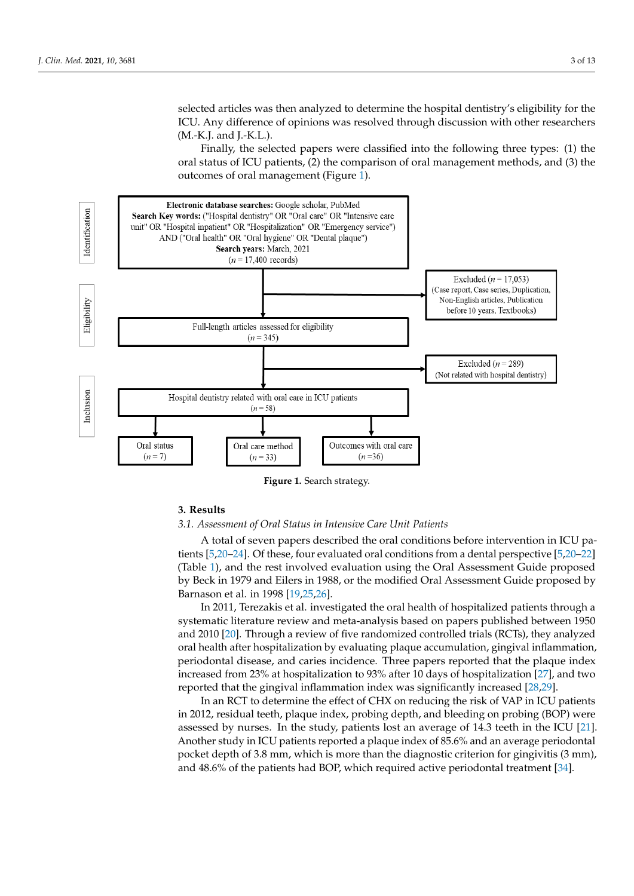selected articles was then analyzed to determine the hospital dentistry's eligibility for the ICU. Any difference of opinions was resolved through discussion with other researchers (M.-K.J. and J.-K.L.).

Finally, the selected papers were classified into the following three types: (1) the oral status of ICU patients, (2) the comparison of oral management methods, and (3) the outcomes of oral management (Figure 1).

**Identification**

**Electronic database searches:** Google scholar, PubMed
**Search Key words:** ("Hospital dentistry" OR "Oral care" OR "Intensive care unit" OR "Hospital inpatient" OR "Hospitalization" OR "Emergency service") AND ("Oral health" OR "Oral hygiene" OR "Dental plaque")
**Search years:** March, 2021
($n$ = 17,400 records)

Excluded ($n$ = 17,053)
(Case report, Case series, Duplication, Non-English articles, Publication before 10 years, Textbooks)

**Eligibility**

Full-length articles assessed for eligibility
($n$ = 345)

Excluded ($n$ = 289)
(Not related with hospital dentistry)

**Inclusion**

Hospital dentistry related with oral care in ICU patients
($n$ = 58)

Oral status ($n$ = 7) | Oral care method ($n$ = 33) | Outcomes with oral care ($n$ = 36)

**Figure 1.** Search strategy.

## 3. Results

### *3.1. Assessment of Oral Status in Intensive Care Unit Patients*

A total of seven papers described the oral conditions before intervention in ICU patients [5,20–24]. Of these, four evaluated oral conditions from a dental perspective [5,20–22] (Table 1), and the rest involved evaluation using the Oral Assessment Guide proposed by Beck in 1979 and Eilers in 1988, or the modified Oral Assessment Guide proposed by Barnason et al. in 1998 [19,25,26].

In 2011, Terezakis et al. investigated the oral health of hospitalized patients through a systematic literature review and meta-analysis based on papers published between 1950 and 2010 [20]. Through a review of five randomized controlled trials (RCTs), they analyzed oral health after hospitalization by evaluating plaque accumulation, gingival inflammation, periodontal disease, and caries incidence. Three papers reported that the plaque index increased from 23% at hospitalization to 93% after 10 days of hospitalization [27], and two reported that the gingival inflammation index was significantly increased [28,29].

In an RCT to determine the effect of CHX on reducing the risk of VAP in ICU patients in 2012, residual teeth, plaque index, probing depth, and bleeding on probing (BOP) were assessed by nurses. In the study, patients lost an average of 14.3 teeth in the ICU [21]. Another study in ICU patients reported a plaque index of 85.6% and an average periodontal pocket depth of 3.8 mm, which is more than the diagnostic criterion for gingivitis (3 mm), and 48.6% of the patients had BOP, which required active periodontal treatment [34].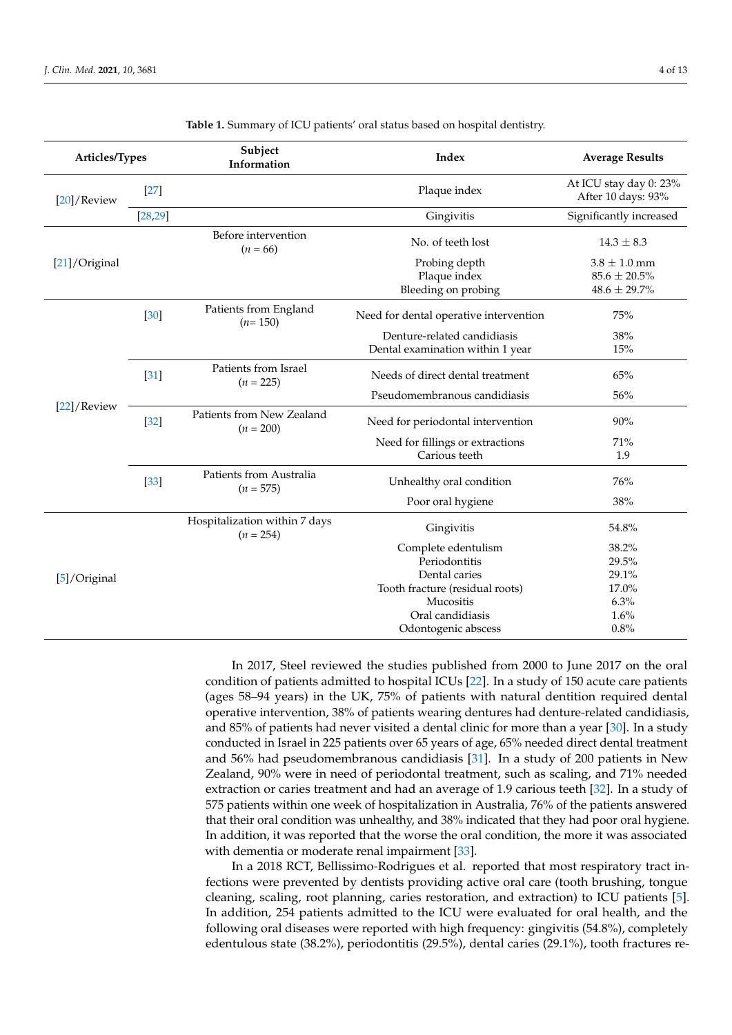**Table 1.** Summary of ICU patients' oral status based on hospital dentistry.

| Articles/Types | | Subject Information | Index | Average Results |
|---|---|---|---|---|
| [20]/Review | [27] | | Plaque index | At ICU stay day 0: 23%<br>After 10 days: 93% |
| | [28,29] | | Gingivitis | Significantly increased |
| [21]/Original | | Before intervention<br>(*n* = 66) | No. of teeth lost | 14.3 ± 8.3 |
| | | | Probing depth | 3.8 ± 1.0 mm |
| | | | Plaque index | 85.6 ± 20.5% |
| | | | Bleeding on probing | 48.6 ± 29.7% |
| [22]/Review | [30] | Patients from England<br>(*n*= 150) | Need for dental operative intervention | 75% |
| | | | Denture-related candidiasis | 38% |
| | | | Dental examination within 1 year | 15% |
| | [31] | Patients from Israel<br>(*n* = 225) | Needs of direct dental treatment | 65% |
| | | | Pseudomembranous candidiasis | 56% |
| | [32] | Patients from New Zealand<br>(*n* = 200) | Need for periodontal intervention | 90% |
| | | | Need for fillings or extractions | 71% |
| | | | Carious teeth | 1.9 |
| | [33] | Patients from Australia<br>(*n* = 575) | Unhealthy oral condition | 76% |
| | | | Poor oral hygiene | 38% |
| [5]/Original | | Hospitalization within 7 days<br>(*n* = 254) | Gingivitis | 54.8% |
| | | | Complete edentulism | 38.2% |
| | | | Periodontitis | 29.5% |
| | | | Dental caries | 29.1% |
| | | | Tooth fracture (residual roots) | 17.0% |
| | | | Mucositis | 6.3% |
| | | | Oral candidiasis | 1.6% |
| | | | Odontogenic abscess | 0.8% |

In 2017, Steel reviewed the studies published from 2000 to June 2017 on the oral condition of patients admitted to hospital ICUs [22]. In a study of 150 acute care patients (ages 58–94 years) in the UK, 75% of patients with natural dentition required dental operative intervention, 38% of patients wearing dentures had denture-related candidiasis, and 85% of patients had never visited a dental clinic for more than a year [30]. In a study conducted in Israel in 225 patients over 65 years of age, 65% needed direct dental treatment and 56% had pseudomembranous candidiasis [31]. In a study of 200 patients in New Zealand, 90% were in need of periodontal treatment, such as scaling, and 71% needed extraction or caries treatment and had an average of 1.9 carious teeth [32]. In a study of 575 patients within one week of hospitalization in Australia, 76% of the patients answered that their oral condition was unhealthy, and 38% indicated that they had poor oral hygiene. In addition, it was reported that the worse the oral condition, the more it was associated with dementia or moderate renal impairment [33].

In a 2018 RCT, Bellissimo-Rodrigues et al. reported that most respiratory tract infections were prevented by dentists providing active oral care (tooth brushing, tongue cleaning, scaling, root planning, caries restoration, and extraction) to ICU patients [5]. In addition, 254 patients admitted to the ICU were evaluated for oral health, and the following oral diseases were reported with high frequency: gingivitis (54.8%), completely edentulous state (38.2%), periodontitis (29.5%), dental caries (29.1%), tooth fractures re-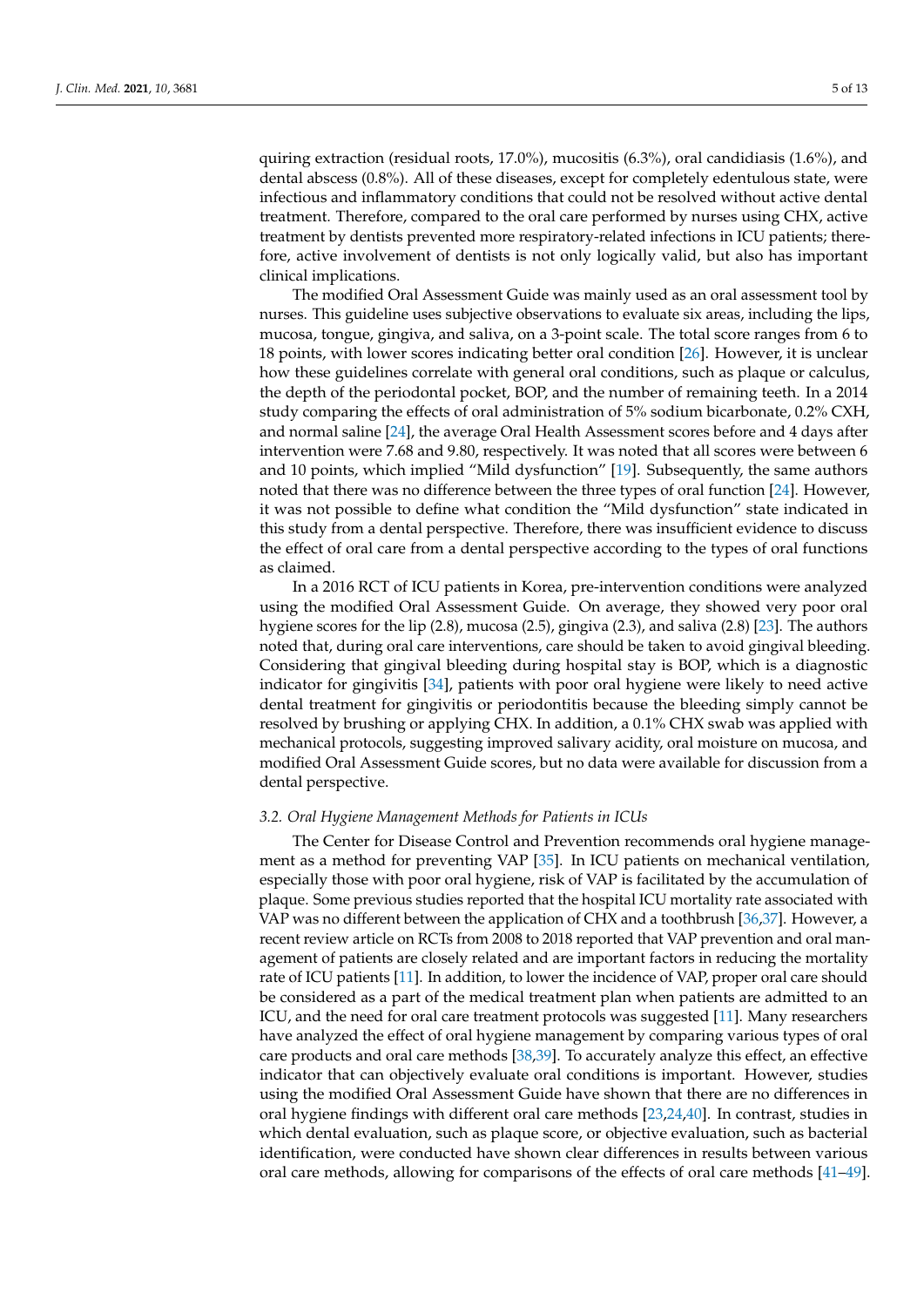quiring extraction (residual roots, 17.0%), mucositis (6.3%), oral candidiasis (1.6%), and dental abscess (0.8%). All of these diseases, except for completely edentulous state, were infectious and inflammatory conditions that could not be resolved without active dental treatment. Therefore, compared to the oral care performed by nurses using CHX, active treatment by dentists prevented more respiratory-related infections in ICU patients; therefore, active involvement of dentists is not only logically valid, but also has important clinical implications.

The modified Oral Assessment Guide was mainly used as an oral assessment tool by nurses. This guideline uses subjective observations to evaluate six areas, including the lips, mucosa, tongue, gingiva, and saliva, on a 3-point scale. The total score ranges from 6 to 18 points, with lower scores indicating better oral condition [26]. However, it is unclear how these guidelines correlate with general oral conditions, such as plaque or calculus, the depth of the periodontal pocket, BOP, and the number of remaining teeth. In a 2014 study comparing the effects of oral administration of 5% sodium bicarbonate, 0.2% CXH, and normal saline [24], the average Oral Health Assessment scores before and 4 days after intervention were 7.68 and 9.80, respectively. It was noted that all scores were between 6 and 10 points, which implied "Mild dysfunction" [19]. Subsequently, the same authors noted that there was no difference between the three types of oral function [24]. However, it was not possible to define what condition the "Mild dysfunction" state indicated in this study from a dental perspective. Therefore, there was insufficient evidence to discuss the effect of oral care from a dental perspective according to the types of oral functions as claimed.

In a 2016 RCT of ICU patients in Korea, pre-intervention conditions were analyzed using the modified Oral Assessment Guide. On average, they showed very poor oral hygiene scores for the lip (2.8), mucosa (2.5), gingiva (2.3), and saliva (2.8) [23]. The authors noted that, during oral care interventions, care should be taken to avoid gingival bleeding. Considering that gingival bleeding during hospital stay is BOP, which is a diagnostic indicator for gingivitis [34], patients with poor oral hygiene were likely to need active dental treatment for gingivitis or periodontitis because the bleeding simply cannot be resolved by brushing or applying CHX. In addition, a 0.1% CHX swab was applied with mechanical protocols, suggesting improved salivary acidity, oral moisture on mucosa, and modified Oral Assessment Guide scores, but no data were available for discussion from a dental perspective.

### 3.2. Oral Hygiene Management Methods for Patients in ICUs

The Center for Disease Control and Prevention recommends oral hygiene management as a method for preventing VAP [35]. In ICU patients on mechanical ventilation, especially those with poor oral hygiene, risk of VAP is facilitated by the accumulation of plaque. Some previous studies reported that the hospital ICU mortality rate associated with VAP was no different between the application of CHX and a toothbrush [36,37]. However, a recent review article on RCTs from 2008 to 2018 reported that VAP prevention and oral management of patients are closely related and are important factors in reducing the mortality rate of ICU patients [11]. In addition, to lower the incidence of VAP, proper oral care should be considered as a part of the medical treatment plan when patients are admitted to an ICU, and the need for oral care treatment protocols was suggested [11]. Many researchers have analyzed the effect of oral hygiene management by comparing various types of oral care products and oral care methods [38,39]. To accurately analyze this effect, an effective indicator that can objectively evaluate oral conditions is important. However, studies using the modified Oral Assessment Guide have shown that there are no differences in oral hygiene findings with different oral care methods [23,24,40]. In contrast, studies in which dental evaluation, such as plaque score, or objective evaluation, such as bacterial identification, were conducted have shown clear differences in results between various oral care methods, allowing for comparisons of the effects of oral care methods [41–49].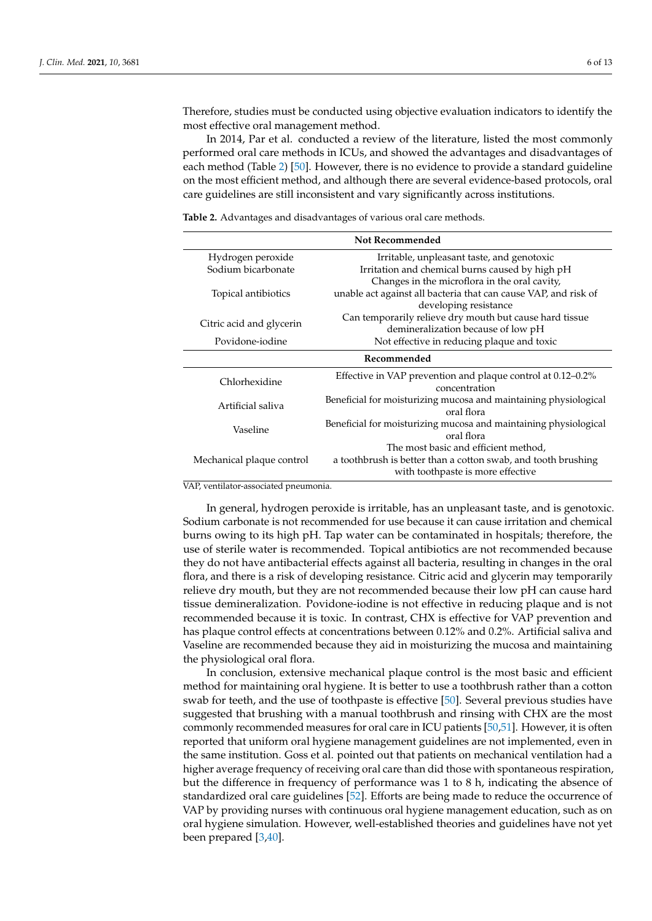Therefore, studies must be conducted using objective evaluation indicators to identify the most effective oral management method.

In 2014, Par et al. conducted a review of the literature, listed the most commonly performed oral care methods in ICUs, and showed the advantages and disadvantages of each method (Table 2) [50]. However, there is no evidence to provide a standard guideline on the most efficient method, and although there are several evidence-based protocols, oral care guidelines are still inconsistent and vary significantly across institutions.

**Table 2.** Advantages and disadvantages of various oral care methods.

| **Not Recommended** | |
|---|---|
| Hydrogen peroxide | Irritable, unpleasant taste, and genotoxic |
| Sodium bicarbonate | Irritation and chemical burns caused by high pH |
| Topical antibiotics | Changes in the microflora in the oral cavity, unable act against all bacteria that can cause VAP, and risk of developing resistance |
| Citric acid and glycerin | Can temporarily relieve dry mouth but cause hard tissue demineralization because of low pH |
| Povidone-iodine | Not effective in reducing plaque and toxic |
| **Recommended** | |
| Chlorhexidine | Effective in VAP prevention and plaque control at 0.12–0.2% concentration |
| Artificial saliva | Beneficial for moisturizing mucosa and maintaining physiological oral flora |
| Vaseline | Beneficial for moisturizing mucosa and maintaining physiological oral flora |
| Mechanical plaque control | The most basic and efficient method, a toothbrush is better than a cotton swab, and tooth brushing with toothpaste is more effective |

VAP, ventilator-associated pneumonia.

In general, hydrogen peroxide is irritable, has an unpleasant taste, and is genotoxic. Sodium carbonate is not recommended for use because it can cause irritation and chemical burns owing to its high pH. Tap water can be contaminated in hospitals; therefore, the use of sterile water is recommended. Topical antibiotics are not recommended because they do not have antibacterial effects against all bacteria, resulting in changes in the oral flora, and there is a risk of developing resistance. Citric acid and glycerin may temporarily relieve dry mouth, but they are not recommended because their low pH can cause hard tissue demineralization. Povidone-iodine is not effective in reducing plaque and is not recommended because it is toxic. In contrast, CHX is effective for VAP prevention and has plaque control effects at concentrations between 0.12% and 0.2%. Artificial saliva and Vaseline are recommended because they aid in moisturizing the mucosa and maintaining the physiological oral flora.

In conclusion, extensive mechanical plaque control is the most basic and efficient method for maintaining oral hygiene. It is better to use a toothbrush rather than a cotton swab for teeth, and the use of toothpaste is effective [50]. Several previous studies have suggested that brushing with a manual toothbrush and rinsing with CHX are the most commonly recommended measures for oral care in ICU patients [50,51]. However, it is often reported that uniform oral hygiene management guidelines are not implemented, even in the same institution. Goss et al. pointed out that patients on mechanical ventilation had a higher average frequency of receiving oral care than did those with spontaneous respiration, but the difference in frequency of performance was 1 to 8 h, indicating the absence of standardized oral care guidelines [52]. Efforts are being made to reduce the occurrence of VAP by providing nurses with continuous oral hygiene management education, such as on oral hygiene simulation. However, well-established theories and guidelines have not yet been prepared [3,40].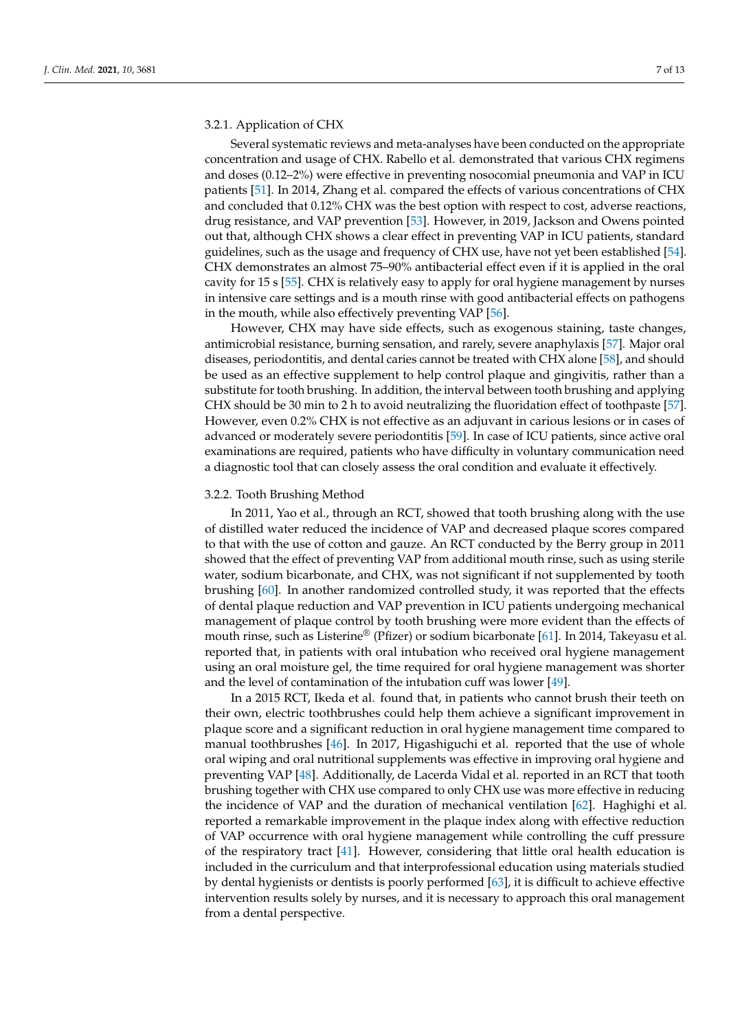#### 3.2.1. Application of CHX

Several systematic reviews and meta-analyses have been conducted on the appropriate concentration and usage of CHX. Rabello et al. demonstrated that various CHX regimens and doses (0.12–2%) were effective in preventing nosocomial pneumonia and VAP in ICU patients [51]. In 2014, Zhang et al. compared the effects of various concentrations of CHX and concluded that 0.12% CHX was the best option with respect to cost, adverse reactions, drug resistance, and VAP prevention [53]. However, in 2019, Jackson and Owens pointed out that, although CHX shows a clear effect in preventing VAP in ICU patients, standard guidelines, such as the usage and frequency of CHX use, have not yet been established [54]. CHX demonstrates an almost 75–90% antibacterial effect even if it is applied in the oral cavity for 15 s [55]. CHX is relatively easy to apply for oral hygiene management by nurses in intensive care settings and is a mouth rinse with good antibacterial effects on pathogens in the mouth, while also effectively preventing VAP [56].

However, CHX may have side effects, such as exogenous staining, taste changes, antimicrobial resistance, burning sensation, and rarely, severe anaphylaxis [57]. Major oral diseases, periodontitis, and dental caries cannot be treated with CHX alone [58], and should be used as an effective supplement to help control plaque and gingivitis, rather than a substitute for tooth brushing. In addition, the interval between tooth brushing and applying CHX should be 30 min to 2 h to avoid neutralizing the fluoridation effect of toothpaste [57]. However, even 0.2% CHX is not effective as an adjuvant in carious lesions or in cases of advanced or moderately severe periodontitis [59]. In case of ICU patients, since active oral examinations are required, patients who have difficulty in voluntary communication need a diagnostic tool that can closely assess the oral condition and evaluate it effectively.

#### 3.2.2. Tooth Brushing Method

In 2011, Yao et al., through an RCT, showed that tooth brushing along with the use of distilled water reduced the incidence of VAP and decreased plaque scores compared to that with the use of cotton and gauze. An RCT conducted by the Berry group in 2011 showed that the effect of preventing VAP from additional mouth rinse, such as using sterile water, sodium bicarbonate, and CHX, was not significant if not supplemented by tooth brushing [60]. In another randomized controlled study, it was reported that the effects of dental plaque reduction and VAP prevention in ICU patients undergoing mechanical management of plaque control by tooth brushing were more evident than the effects of mouth rinse, such as Listerine® (Pfizer) or sodium bicarbonate [61]. In 2014, Takeyasu et al. reported that, in patients with oral intubation who received oral hygiene management using an oral moisture gel, the time required for oral hygiene management was shorter and the level of contamination of the intubation cuff was lower [49].

In a 2015 RCT, Ikeda et al. found that, in patients who cannot brush their teeth on their own, electric toothbrushes could help them achieve a significant improvement in plaque score and a significant reduction in oral hygiene management time compared to manual toothbrushes [46]. In 2017, Higashiguchi et al. reported that the use of whole oral wiping and oral nutritional supplements was effective in improving oral hygiene and preventing VAP [48]. Additionally, de Lacerda Vidal et al. reported in an RCT that tooth brushing together with CHX use compared to only CHX use was more effective in reducing the incidence of VAP and the duration of mechanical ventilation [62]. Haghighi et al. reported a remarkable improvement in the plaque index along with effective reduction of VAP occurrence with oral hygiene management while controlling the cuff pressure of the respiratory tract [41]. However, considering that little oral health education is included in the curriculum and that interprofessional education using materials studied by dental hygienists or dentists is poorly performed [63], it is difficult to achieve effective intervention results solely by nurses, and it is necessary to approach this oral management from a dental perspective.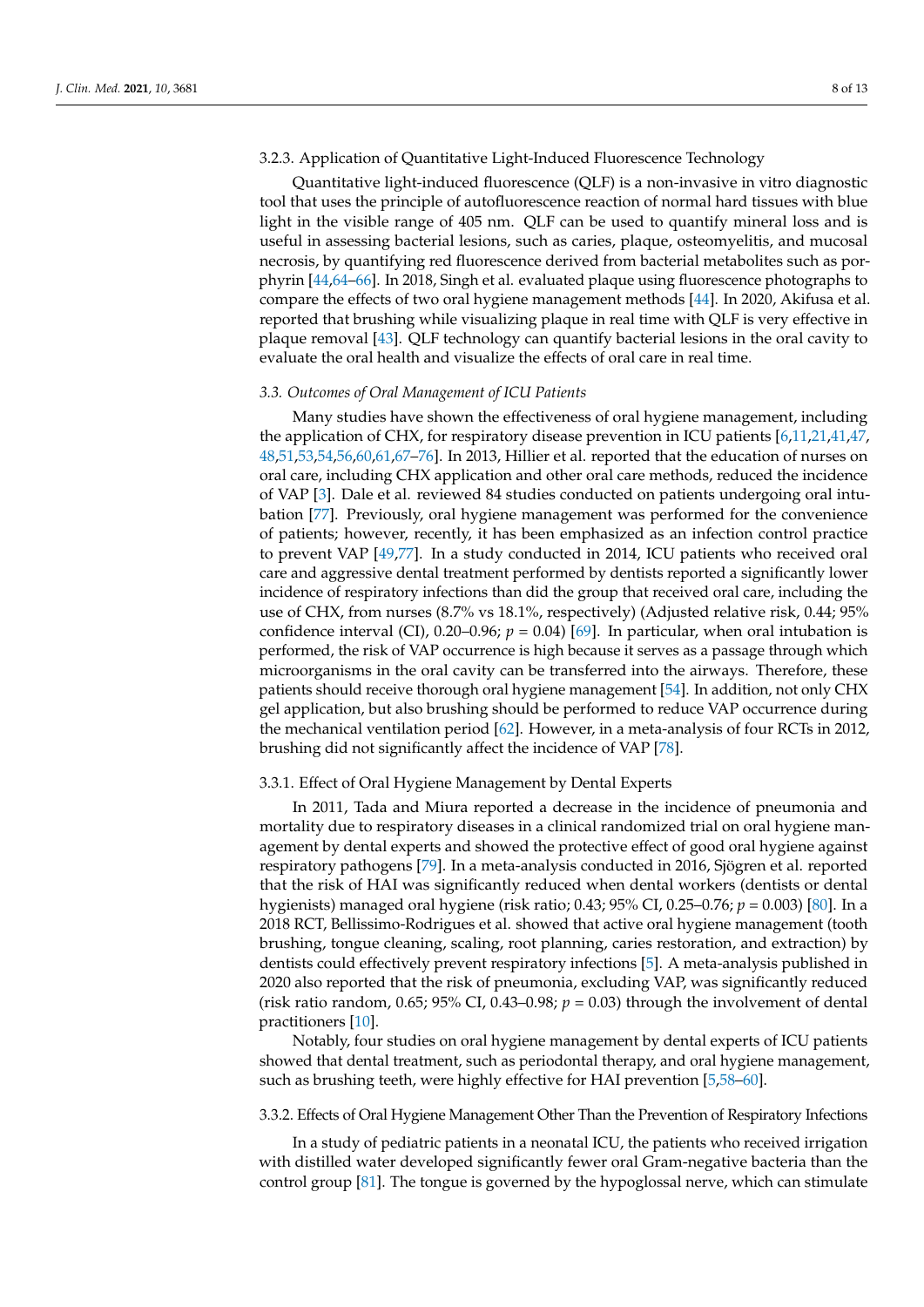#### 3.2.3. Application of Quantitative Light-Induced Fluorescence Technology

Quantitative light-induced fluorescence (QLF) is a non-invasive in vitro diagnostic tool that uses the principle of autofluorescence reaction of normal hard tissues with blue light in the visible range of 405 nm. QLF can be used to quantify mineral loss and is useful in assessing bacterial lesions, such as caries, plaque, osteomyelitis, and mucosal necrosis, by quantifying red fluorescence derived from bacterial metabolites such as porphyrin [44,64–66]. In 2018, Singh et al. evaluated plaque using fluorescence photographs to compare the effects of two oral hygiene management methods [44]. In 2020, Akifusa et al. reported that brushing while visualizing plaque in real time with QLF is very effective in plaque removal [43]. QLF technology can quantify bacterial lesions in the oral cavity to evaluate the oral health and visualize the effects of oral care in real time.

### *3.3. Outcomes of Oral Management of ICU Patients*

Many studies have shown the effectiveness of oral hygiene management, including the application of CHX, for respiratory disease prevention in ICU patients [6,11,21,41,47,48,51,53,54,56,60,61,67–76]. In 2013, Hillier et al. reported that the education of nurses on oral care, including CHX application and other oral care methods, reduced the incidence of VAP [3]. Dale et al. reviewed 84 studies conducted on patients undergoing oral intubation [77]. Previously, oral hygiene management was performed for the convenience of patients; however, recently, it has been emphasized as an infection control practice to prevent VAP [49,77]. In a study conducted in 2014, ICU patients who received oral care and aggressive dental treatment performed by dentists reported a significantly lower incidence of respiratory infections than did the group that received oral care, including the use of CHX, from nurses (8.7% vs 18.1%, respectively) (Adjusted relative risk, 0.44; 95% confidence interval (CI), 0.20–0.96; $p = 0.04$) [69]. In particular, when oral intubation is performed, the risk of VAP occurrence is high because it serves as a passage through which microorganisms in the oral cavity can be transferred into the airways. Therefore, these patients should receive thorough oral hygiene management [54]. In addition, not only CHX gel application, but also brushing should be performed to reduce VAP occurrence during the mechanical ventilation period [62]. However, in a meta-analysis of four RCTs in 2012, brushing did not significantly affect the incidence of VAP [78].

#### 3.3.1. Effect of Oral Hygiene Management by Dental Experts

In 2011, Tada and Miura reported a decrease in the incidence of pneumonia and mortality due to respiratory diseases in a clinical randomized trial on oral hygiene management by dental experts and showed the protective effect of good oral hygiene against respiratory pathogens [79]. In a meta-analysis conducted in 2016, Sjögren et al. reported that the risk of HAI was significantly reduced when dental workers (dentists or dental hygienists) managed oral hygiene (risk ratio; 0.43; 95% CI, 0.25–0.76; $p = 0.003$) [80]. In a 2018 RCT, Bellissimo-Rodrigues et al. showed that active oral hygiene management (tooth brushing, tongue cleaning, scaling, root planning, caries restoration, and extraction) by dentists could effectively prevent respiratory infections [5]. A meta-analysis published in 2020 also reported that the risk of pneumonia, excluding VAP, was significantly reduced (risk ratio random, 0.65; 95% CI, 0.43–0.98; $p = 0.03$) through the involvement of dental practitioners [10].

Notably, four studies on oral hygiene management by dental experts of ICU patients showed that dental treatment, such as periodontal therapy, and oral hygiene management, such as brushing teeth, were highly effective for HAI prevention [5,58–60].

#### 3.3.2. Effects of Oral Hygiene Management Other Than the Prevention of Respiratory Infections

In a study of pediatric patients in a neonatal ICU, the patients who received irrigation with distilled water developed significantly fewer oral Gram-negative bacteria than the control group [81]. The tongue is governed by the hypoglossal nerve, which can stimulate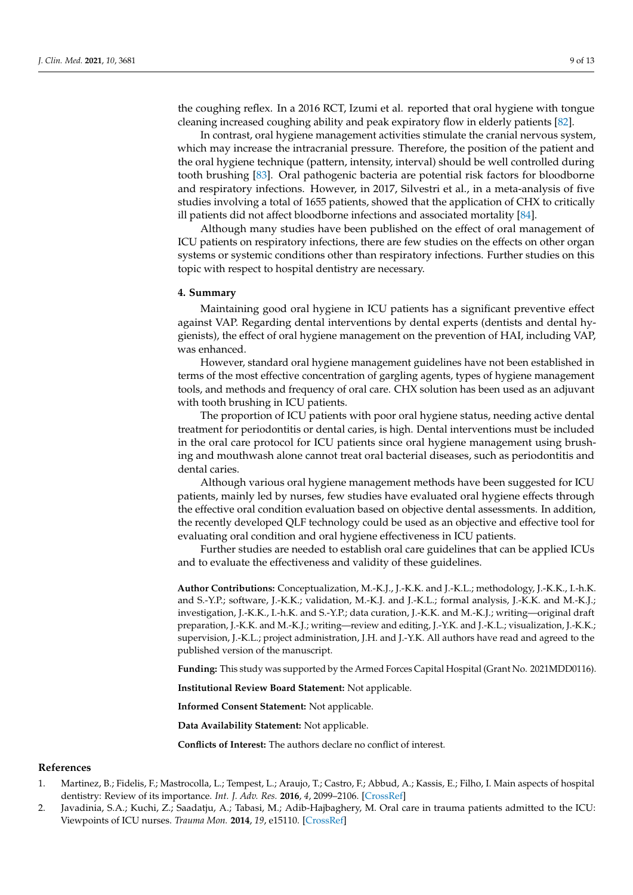the coughing reflex. In a 2016 RCT, Izumi et al. reported that oral hygiene with tongue cleaning increased coughing ability and peak expiratory flow in elderly patients [82].

In contrast, oral hygiene management activities stimulate the cranial nervous system, which may increase the intracranial pressure. Therefore, the position of the patient and the oral hygiene technique (pattern, intensity, interval) should be well controlled during tooth brushing [83]. Oral pathogenic bacteria are potential risk factors for bloodborne and respiratory infections. However, in 2017, Silvestri et al., in a meta-analysis of five studies involving a total of 1655 patients, showed that the application of CHX to critically ill patients did not affect bloodborne infections and associated mortality [84].

Although many studies have been published on the effect of oral management of ICU patients on respiratory infections, there are few studies on the effects on other organ systems or systemic conditions other than respiratory infections. Further studies on this topic with respect to hospital dentistry are necessary.

## 4. Summary

Maintaining good oral hygiene in ICU patients has a significant preventive effect against VAP. Regarding dental interventions by dental experts (dentists and dental hygienists), the effect of oral hygiene management on the prevention of HAI, including VAP, was enhanced.

However, standard oral hygiene management guidelines have not been established in terms of the most effective concentration of gargling agents, types of hygiene management tools, and methods and frequency of oral care. CHX solution has been used as an adjuvant with tooth brushing in ICU patients.

The proportion of ICU patients with poor oral hygiene status, needing active dental treatment for periodontitis or dental caries, is high. Dental interventions must be included in the oral care protocol for ICU patients since oral hygiene management using brushing and mouthwash alone cannot treat oral bacterial diseases, such as periodontitis and dental caries.

Although various oral hygiene management methods have been suggested for ICU patients, mainly led by nurses, few studies have evaluated oral hygiene effects through the effective oral condition evaluation based on objective dental assessments. In addition, the recently developed QLF technology could be used as an objective and effective tool for evaluating oral condition and oral hygiene effectiveness in ICU patients.

Further studies are needed to establish oral care guidelines that can be applied ICUs and to evaluate the effectiveness and validity of these guidelines.

**Author Contributions:** Conceptualization, M.-K.J., J.-K.K. and J.-K.L.; methodology, J.-K.K., I.-h.K. and S.-Y.P.; software, J.-K.K.; validation, M.-K.J. and J.-K.L.; formal analysis, J.-K.K. and M.-K.J.; investigation, J.-K.K., I.-h.K. and S.-Y.P.; data curation, J.-K.K. and M.-K.J.; writing—original draft preparation, J.-K.K. and M.-K.J.; writing—review and editing, J.-Y.K. and J.-K.L.; visualization, J.-K.K.; supervision, J.-K.L.; project administration, J.H. and J.-Y.K. All authors have read and agreed to the published version of the manuscript.

**Funding:** This study was supported by the Armed Forces Capital Hospital (Grant No. 2021MDD0116).

**Institutional Review Board Statement:** Not applicable.

**Informed Consent Statement:** Not applicable.

**Data Availability Statement:** Not applicable.

**Conflicts of Interest:** The authors declare no conflict of interest.

## References

1. Martinez, B.; Fidelis, F.; Mastrocolla, L.; Tempest, L.; Araujo, T.; Castro, F.; Abbud, A.; Kassis, E.; Filho, I. Main aspects of hospital dentistry: Review of its importance. *Int. J. Adv. Res.* **2016**, *4*, 2099–2106. [CrossRef]
2. Javadinia, S.A.; Kuchi, Z.; Saadatju, A.; Tabasi, M.; Adib-Hajbaghery, M. Oral care in trauma patients admitted to the ICU: Viewpoints of ICU nurses. *Trauma Mon.* **2014**, *19*, e15110. [CrossRef]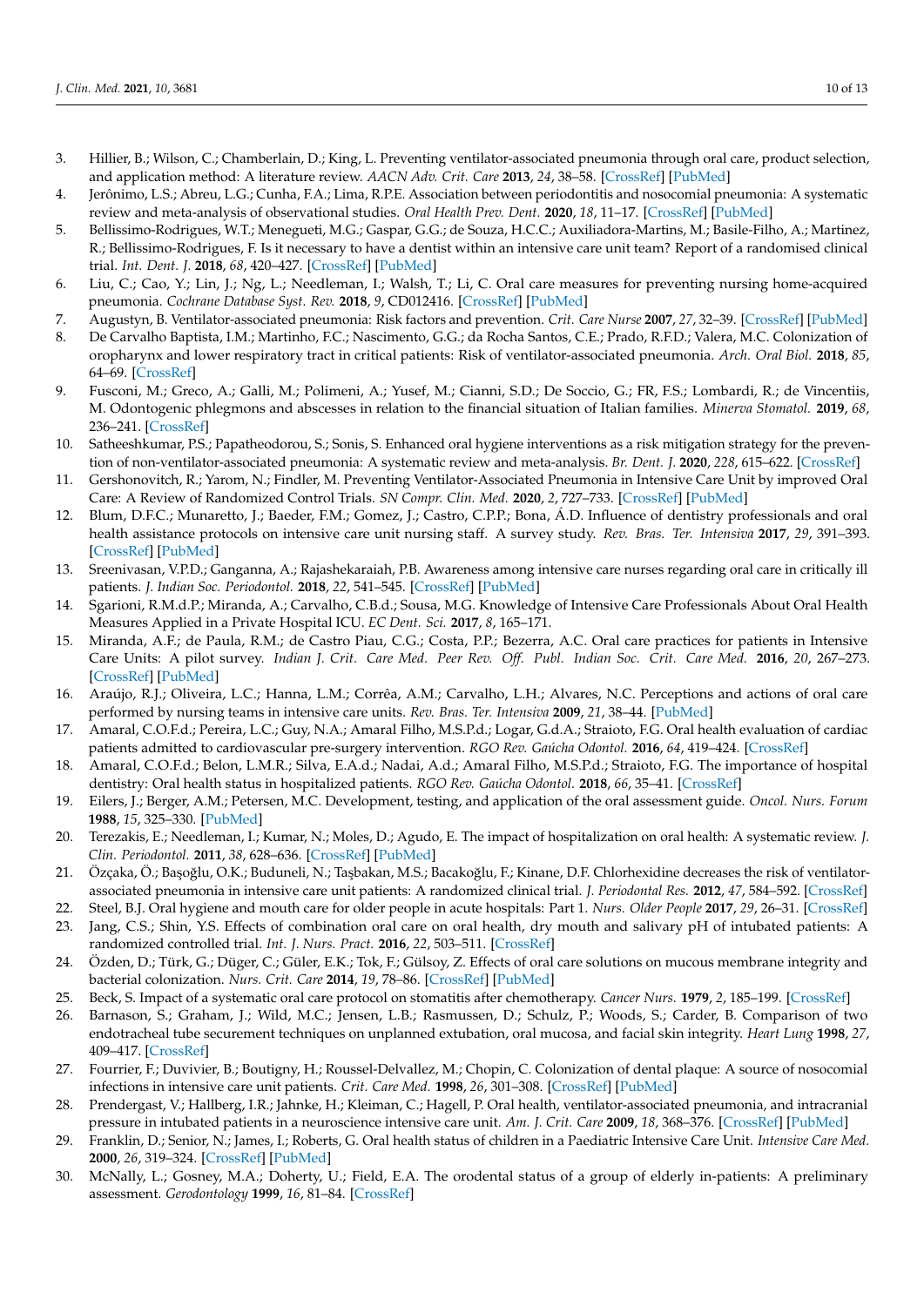3. Hillier, B.; Wilson, C.; Chamberlain, D.; King, L. Preventing ventilator-associated pneumonia through oral care, product selection, and application method: A literature review. *AACN Adv. Crit. Care* **2013**, *24*, 38–58. [CrossRef] [PubMed]
4. Jerônimo, L.S.; Abreu, L.G.; Cunha, F.A.; Lima, R.P.E. Association between periodontitis and nosocomial pneumonia: A systematic review and meta-analysis of observational studies. *Oral Health Prev. Dent.* **2020**, *18*, 11–17. [CrossRef] [PubMed]
5. Bellissimo-Rodrigues, W.T.; Menegueti, M.G.; Gaspar, G.G.; de Souza, H.C.C.; Auxiliadora-Martins, M.; Basile-Filho, A.; Martinez, R.; Bellissimo-Rodrigues, F. Is it necessary to have a dentist within an intensive care unit team? Report of a randomised clinical trial. *Int. Dent. J.* **2018**, *68*, 420–427. [CrossRef] [PubMed]
6. Liu, C.; Cao, Y.; Lin, J.; Ng, L.; Needleman, I.; Walsh, T.; Li, C. Oral care measures for preventing nursing home-acquired pneumonia. *Cochrane Database Syst. Rev.* **2018**, *9*, CD012416. [CrossRef] [PubMed]
7. Augustyn, B. Ventilator-associated pneumonia: Risk factors and prevention. *Crit. Care Nurse* **2007**, *27*, 32–39. [CrossRef] [PubMed]
8. De Carvalho Baptista, I.M.; Martinho, F.C.; Nascimento, G.G.; da Rocha Santos, C.E.; Prado, R.F.D.; Valera, M.C. Colonization of oropharynx and lower respiratory tract in critical patients: Risk of ventilator-associated pneumonia. *Arch. Oral Biol.* **2018**, *85*, 64–69. [CrossRef]
9. Fusconi, M.; Greco, A.; Galli, M.; Polimeni, A.; Yusef, M.; Cianni, S.D.; De Soccio, G.; FR, F.S.; Lombardi, R.; de Vincentiis, M. Odontogenic phlegmons and abscesses in relation to the financial situation of Italian families. *Minerva Stomatol.* **2019**, *68*, 236–241. [CrossRef]
10. Satheeshkumar, P.S.; Papatheodorou, S.; Sonis, S. Enhanced oral hygiene interventions as a risk mitigation strategy for the prevention of non-ventilator-associated pneumonia: A systematic review and meta-analysis. *Br. Dent. J.* **2020**, *228*, 615–622. [CrossRef]
11. Gershonovitch, R.; Yarom, N.; Findler, M. Preventing Ventilator-Associated Pneumonia in Intensive Care Unit by improved Oral Care: A Review of Randomized Control Trials. *SN Compr. Clin. Med.* **2020**, *2*, 727–733. [CrossRef] [PubMed]
12. Blum, D.F.C.; Munaretto, J.; Baeder, F.M.; Gomez, J.; Castro, C.P.P.; Bona, Á.D. Influence of dentistry professionals and oral health assistance protocols on intensive care unit nursing staff. A survey study. *Rev. Bras. Ter. Intensiva* **2017**, *29*, 391–393. [CrossRef] [PubMed]
13. Sreenivasan, V.P.D.; Ganganna, A.; Rajashekaraiah, P.B. Awareness among intensive care nurses regarding oral care in critically ill patients. *J. Indian Soc. Periodontol.* **2018**, *22*, 541–545. [CrossRef] [PubMed]
14. Sgarioni, R.M.d.P.; Miranda, A.; Carvalho, C.B.d.; Sousa, M.G. Knowledge of Intensive Care Professionals About Oral Health Measures Applied in a Private Hospital ICU. *EC Dent. Sci.* **2017**, *8*, 165–171.
15. Miranda, A.F.; de Paula, R.M.; de Castro Piau, C.G.; Costa, P.P.; Bezerra, A.C. Oral care practices for patients in Intensive Care Units: A pilot survey. *Indian J. Crit. Care Med. Peer Rev. Off. Publ. Indian Soc. Crit. Care Med.* **2016**, *20*, 267–273. [CrossRef] [PubMed]
16. Araújo, R.J.; Oliveira, L.C.; Hanna, L.M.; Corrêa, A.M.; Carvalho, L.H.; Alvares, N.C. Perceptions and actions of oral care performed by nursing teams in intensive care units. *Rev. Bras. Ter. Intensiva* **2009**, *21*, 38–44. [PubMed]
17. Amaral, C.O.F.d.; Pereira, L.C.; Guy, N.A.; Amaral Filho, M.S.P.d.; Logar, G.d.A.; Straioto, F.G. Oral health evaluation of cardiac patients admitted to cardiovascular pre-surgery intervention. *RGO Rev. Gaúcha Odontol.* **2016**, *64*, 419–424. [CrossRef]
18. Amaral, C.O.F.d.; Belon, L.M.R.; Silva, E.A.d.; Nadai, A.d.; Amaral Filho, M.S.P.d.; Straioto, F.G. The importance of hospital dentistry: Oral health status in hospitalized patients. *RGO Rev. Gaúcha Odontol.* **2018**, *66*, 35–41. [CrossRef]
19. Eilers, J.; Berger, A.M.; Petersen, M.C. Development, testing, and application of the oral assessment guide. *Oncol. Nurs. Forum* **1988**, *15*, 325–330. [PubMed]
20. Terezakis, E.; Needleman, I.; Kumar, N.; Moles, D.; Agudo, E. The impact of hospitalization on oral health: A systematic review. *J. Clin. Periodontol.* **2011**, *38*, 628–636. [CrossRef] [PubMed]
21. Özçaka, Ö.; Başoğlu, O.K.; Buduneli, N.; Taşbakan, M.S.; Bacakoğlu, F.; Kinane, D.F. Chlorhexidine decreases the risk of ventilator-associated pneumonia in intensive care unit patients: A randomized clinical trial. *J. Periodontal Res.* **2012**, *47*, 584–592. [CrossRef]
22. Steel, B.J. Oral hygiene and mouth care for older people in acute hospitals: Part 1. *Nurs. Older People* **2017**, *29*, 26–31. [CrossRef]
23. Jang, C.S.; Shin, Y.S. Effects of combination oral care on oral health, dry mouth and salivary pH of intubated patients: A randomized controlled trial. *Int. J. Nurs. Pract.* **2016**, *22*, 503–511. [CrossRef]
24. Özden, D.; Türk, G.; Düger, C.; Güler, E.K.; Tok, F.; Gülsoy, Z. Effects of oral care solutions on mucous membrane integrity and bacterial colonization. *Nurs. Crit. Care* **2014**, *19*, 78–86. [CrossRef] [PubMed]
25. Beck, S. Impact of a systematic oral care protocol on stomatitis after chemotherapy. *Cancer Nurs.* **1979**, *2*, 185–199. [CrossRef]
26. Barnason, S.; Graham, J.; Wild, M.C.; Jensen, L.B.; Rasmussen, D.; Schulz, P.; Woods, S.; Carder, B. Comparison of two endotracheal tube securement techniques on unplanned extubation, oral mucosa, and facial skin integrity. *Heart Lung* **1998**, *27*, 409–417. [CrossRef]
27. Fourrier, F.; Duvivier, B.; Boutigny, H.; Roussel-Delvallez, M.; Chopin, C. Colonization of dental plaque: A source of nosocomial infections in intensive care unit patients. *Crit. Care Med.* **1998**, *26*, 301–308. [CrossRef] [PubMed]
28. Prendergast, V.; Hallberg, I.R.; Jahnke, H.; Kleiman, C.; Hagell, P. Oral health, ventilator-associated pneumonia, and intracranial pressure in intubated patients in a neuroscience intensive care unit. *Am. J. Crit. Care* **2009**, *18*, 368–376. [CrossRef] [PubMed]
29. Franklin, D.; Senior, N.; James, I.; Roberts, G. Oral health status of children in a Paediatric Intensive Care Unit. *Intensive Care Med.* **2000**, *26*, 319–324. [CrossRef] [PubMed]
30. McNally, L.; Gosney, M.A.; Doherty, U.; Field, E.A. The orodental status of a group of elderly in-patients: A preliminary assessment. *Gerodontology* **1999**, *16*, 81–84. [CrossRef]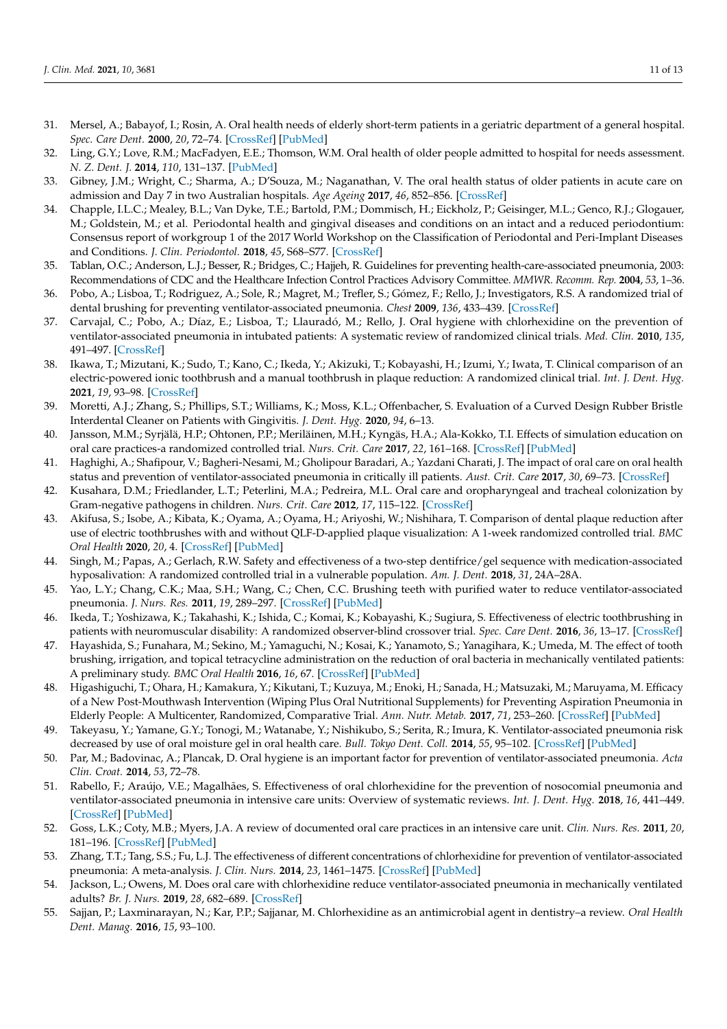31. Mersel, A.; Babayof, I.; Rosin, A. Oral health needs of elderly short-term patients in a geriatric department of a general hospital. *Spec. Care Dent.* **2000**, *20*, 72–74. [CrossRef] [PubMed]
32. Ling, G.Y.; Love, R.M.; MacFadyen, E.E.; Thomson, W.M. Oral health of older people admitted to hospital for needs assessment. *N. Z. Dent. J.* **2014**, *110*, 131–137. [PubMed]
33. Gibney, J.M.; Wright, C.; Sharma, A.; D'Souza, M.; Naganathan, V. The oral health status of older patients in acute care on admission and Day 7 in two Australian hospitals. *Age Ageing* **2017**, *46*, 852–856. [CrossRef]
34. Chapple, I.L.C.; Mealey, B.L.; Van Dyke, T.E.; Bartold, P.M.; Dommisch, H.; Eickholz, P.; Geisinger, M.L.; Genco, R.J.; Glogauer, M.; Goldstein, M.; et al. Periodontal health and gingival diseases and conditions on an intact and a reduced periodontium: Consensus report of workgroup 1 of the 2017 World Workshop on the Classification of Periodontal and Peri-Implant Diseases and Conditions. *J. Clin. Periodontol.* **2018**, *45*, S68–S77. [CrossRef]
35. Tablan, O.C.; Anderson, L.J.; Besser, R.; Bridges, C.; Hajjeh, R. Guidelines for preventing health-care-associated pneumonia, 2003: Recommendations of CDC and the Healthcare Infection Control Practices Advisory Committee. *MMWR. Recomm. Rep.* **2004**, *53*, 1–36.
36. Pobo, A.; Lisboa, T.; Rodriguez, A.; Sole, R.; Magret, M.; Trefler, S.; Gómez, F.; Rello, J.; Investigators, R.S. A randomized trial of dental brushing for preventing ventilator-associated pneumonia. *Chest* **2009**, *136*, 433–439. [CrossRef]
37. Carvajal, C.; Pobo, A.; Díaz, E.; Lisboa, T.; Llauradó, M.; Rello, J. Oral hygiene with chlorhexidine on the prevention of ventilator-associated pneumonia in intubated patients: A systematic review of randomized clinical trials. *Med. Clin.* **2010**, *135*, 491–497. [CrossRef]
38. Ikawa, T.; Mizutani, K.; Sudo, T.; Kano, C.; Ikeda, Y.; Akizuki, T.; Kobayashi, H.; Izumi, Y.; Iwata, T. Clinical comparison of an electric-powered ionic toothbrush and a manual toothbrush in plaque reduction: A randomized clinical trial. *Int. J. Dent. Hyg.* **2021**, *19*, 93–98. [CrossRef]
39. Moretti, A.J.; Zhang, S.; Phillips, S.T.; Williams, K.; Moss, K.L.; Offenbacher, S. Evaluation of a Curved Design Rubber Bristle Interdental Cleaner on Patients with Gingivitis. *J. Dent. Hyg.* **2020**, *94*, 6–13.
40. Jansson, M.M.; Syrjälä, H.P.; Ohtonen, P.P.; Meriläinen, M.H.; Kyngäs, H.A.; Ala-Kokko, T.I. Effects of simulation education on oral care practices-a randomized controlled trial. *Nurs. Crit. Care* **2017**, *22*, 161–168. [CrossRef] [PubMed]
41. Haghighi, A.; Shafipour, V.; Bagheri-Nesami, M.; Gholipour Baradari, A.; Yazdani Charati, J. The impact of oral care on oral health status and prevention of ventilator-associated pneumonia in critically ill patients. *Aust. Crit. Care* **2017**, *30*, 69–73. [CrossRef]
42. Kusahara, D.M.; Friedlander, L.T.; Peterlini, M.A.; Pedreira, M.L. Oral care and oropharyngeal and tracheal colonization by Gram-negative pathogens in children. *Nurs. Crit. Care* **2012**, *17*, 115–122. [CrossRef]
43. Akifusa, S.; Isobe, A.; Kibata, K.; Oyama, A.; Oyama, H.; Ariyoshi, W.; Nishihara, T. Comparison of dental plaque reduction after use of electric toothbrushes with and without QLF-D-applied plaque visualization: A 1-week randomized controlled trial. *BMC Oral Health* **2020**, *20*, 4. [CrossRef] [PubMed]
44. Singh, M.; Papas, A.; Gerlach, R.W. Safety and effectiveness of a two-step dentifrice/gel sequence with medication-associated hyposalivation: A randomized controlled trial in a vulnerable population. *Am. J. Dent.* **2018**, *31*, 24A–28A.
45. Yao, L.Y.; Chang, C.K.; Maa, S.H.; Wang, C.; Chen, C.C. Brushing teeth with purified water to reduce ventilator-associated pneumonia. *J. Nurs. Res.* **2011**, *19*, 289–297. [CrossRef] [PubMed]
46. Ikeda, T.; Yoshizawa, K.; Takahashi, K.; Ishida, C.; Komai, K.; Kobayashi, K.; Sugiura, S. Effectiveness of electric toothbrushing in patients with neuromuscular disability: A randomized observer-blind crossover trial. *Spec. Care Dent.* **2016**, *36*, 13–17. [CrossRef]
47. Hayashida, S.; Funahara, M.; Sekino, M.; Yamaguchi, N.; Kosai, K.; Yanamoto, S.; Yanagihara, K.; Umeda, M. The effect of tooth brushing, irrigation, and topical tetracycline administration on the reduction of oral bacteria in mechanically ventilated patients: A preliminary study. *BMC Oral Health* **2016**, *16*, 67. [CrossRef] [PubMed]
48. Higashiguchi, T.; Ohara, H.; Kamakura, Y.; Kikutani, T.; Kuzuya, M.; Enoki, H.; Sanada, H.; Matsuzaki, M.; Maruyama, M. Efficacy of a New Post-Mouthwash Intervention (Wiping Plus Oral Nutritional Supplements) for Preventing Aspiration Pneumonia in Elderly People: A Multicenter, Randomized, Comparative Trial. *Ann. Nutr. Metab.* **2017**, *71*, 253–260. [CrossRef] [PubMed]
49. Takeyasu, Y.; Yamane, G.Y.; Tonogi, M.; Watanabe, Y.; Nishikubo, S.; Serita, R.; Imura, K. Ventilator-associated pneumonia risk decreased by use of oral moisture gel in oral health care. *Bull. Tokyo Dent. Coll.* **2014**, *55*, 95–102. [CrossRef] [PubMed]
50. Par, M.; Badovinac, A.; Plancak, D. Oral hygiene is an important factor for prevention of ventilator-associated pneumonia. *Acta Clin. Croat.* **2014**, *53*, 72–78.
51. Rabello, F.; Araújo, V.E.; Magalhães, S. Effectiveness of oral chlorhexidine for the prevention of nosocomial pneumonia and ventilator-associated pneumonia in intensive care units: Overview of systematic reviews. *Int. J. Dent. Hyg.* **2018**, *16*, 441–449. [CrossRef] [PubMed]
52. Goss, L.K.; Coty, M.B.; Myers, J.A. A review of documented oral care practices in an intensive care unit. *Clin. Nurs. Res.* **2011**, *20*, 181–196. [CrossRef] [PubMed]
53. Zhang, T.T.; Tang, S.S.; Fu, L.J. The effectiveness of different concentrations of chlorhexidine for prevention of ventilator-associated pneumonia: A meta-analysis. *J. Clin. Nurs.* **2014**, *23*, 1461–1475. [CrossRef] [PubMed]
54. Jackson, L.; Owens, M. Does oral care with chlorhexidine reduce ventilator-associated pneumonia in mechanically ventilated adults? *Br. J. Nurs.* **2019**, *28*, 682–689. [CrossRef]
55. Sajjan, P.; Laxminarayan, N.; Kar, P.P.; Sajjanar, M. Chlorhexidine as an antimicrobial agent in dentistry–a review. *Oral Health Dent. Manag.* **2016**, *15*, 93–100.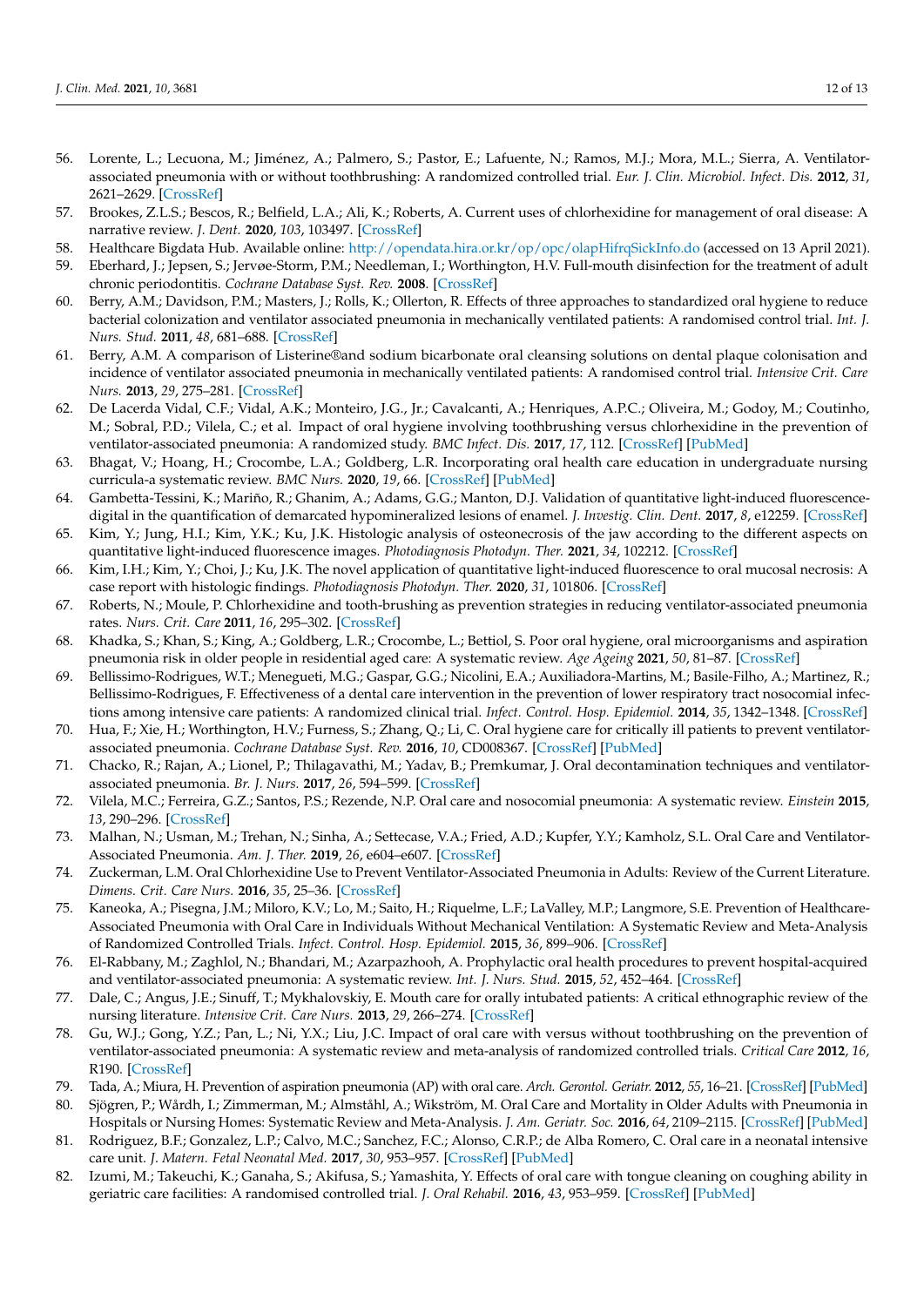56. Lorente, L.; Lecuona, M.; Jiménez, A.; Palmero, S.; Pastor, E.; Lafuente, N.; Ramos, M.J.; Mora, M.L.; Sierra, A. Ventilator-associated pneumonia with or without toothbrushing: A randomized controlled trial. *Eur. J. Clin. Microbiol. Infect. Dis.* **2012**, *31*, 2621–2629. [CrossRef]
57. Brookes, Z.L.S.; Bescos, R.; Belfield, L.A.; Ali, K.; Roberts, A. Current uses of chlorhexidine for management of oral disease: A narrative review. *J. Dent.* **2020**, *103*, 103497. [CrossRef]
58. Healthcare Bigdata Hub. Available online: http://opendata.hira.or.kr/op/opc/olapHifrqSickInfo.do (accessed on 13 April 2021).
59. Eberhard, J.; Jepsen, S.; Jervøe-Storm, P.M.; Needleman, I.; Worthington, H.V. Full-mouth disinfection for the treatment of adult chronic periodontitis. *Cochrane Database Syst. Rev.* **2008**. [CrossRef]
60. Berry, A.M.; Davidson, P.M.; Masters, J.; Rolls, K.; Ollerton, R. Effects of three approaches to standardized oral hygiene to reduce bacterial colonization and ventilator associated pneumonia in mechanically ventilated patients: A randomised control trial. *Int. J. Nurs. Stud.* **2011**, *48*, 681–688. [CrossRef]
61. Berry, A.M. A comparison of Listerine®and sodium bicarbonate oral cleansing solutions on dental plaque colonisation and incidence of ventilator associated pneumonia in mechanically ventilated patients: A randomised control trial. *Intensive Crit. Care Nurs.* **2013**, *29*, 275–281. [CrossRef]
62. De Lacerda Vidal, C.F.; Vidal, A.K.; Monteiro, J.G., Jr.; Cavalcanti, A.; Henriques, A.P.C.; Oliveira, M.; Godoy, M.; Coutinho, M.; Sobral, P.D.; Vilela, C.; et al. Impact of oral hygiene involving toothbrushing versus chlorhexidine in the prevention of ventilator-associated pneumonia: A randomized study. *BMC Infect. Dis.* **2017**, *17*, 112. [CrossRef] [PubMed]
63. Bhagat, V.; Hoang, H.; Crocombe, L.A.; Goldberg, L.R. Incorporating oral health care education in undergraduate nursing curricula-a systematic review. *BMC Nurs.* **2020**, *19*, 66. [CrossRef] [PubMed]
64. Gambetta-Tessini, K.; Mariño, R.; Ghanim, A.; Adams, G.G.; Manton, D.J. Validation of quantitative light-induced fluorescence-digital in the quantification of demarcated hypomineralized lesions of enamel. *J. Investig. Clin. Dent.* **2017**, *8*, e12259. [CrossRef]
65. Kim, Y.; Jung, H.I.; Kim, Y.K.; Ku, J.K. Histologic analysis of osteonecrosis of the jaw according to the different aspects on quantitative light-induced fluorescence images. *Photodiagnosis Photodyn. Ther.* **2021**, *34*, 102212. [CrossRef]
66. Kim, I.H.; Kim, Y.; Choi, J.; Ku, J.K. The novel application of quantitative light-induced fluorescence to oral mucosal necrosis: A case report with histologic findings. *Photodiagnosis Photodyn. Ther.* **2020**, *31*, 101806. [CrossRef]
67. Roberts, N.; Moule, P. Chlorhexidine and tooth-brushing as prevention strategies in reducing ventilator-associated pneumonia rates. *Nurs. Crit. Care* **2011**, *16*, 295–302. [CrossRef]
68. Khadka, S.; Khan, S.; King, A.; Goldberg, L.R.; Crocombe, L.; Bettiol, S. Poor oral hygiene, oral microorganisms and aspiration pneumonia risk in older people in residential aged care: A systematic review. *Age Ageing* **2021**, *50*, 81–87. [CrossRef]
69. Bellissimo-Rodrigues, W.T.; Menegueti, M.G.; Gaspar, G.G.; Nicolini, E.A.; Auxiliadora-Martins, M.; Basile-Filho, A.; Martinez, R.; Bellissimo-Rodrigues, F. Effectiveness of a dental care intervention in the prevention of lower respiratory tract nosocomial infections among intensive care patients: A randomized clinical trial. *Infect. Control. Hosp. Epidemiol.* **2014**, *35*, 1342–1348. [CrossRef]
70. Hua, F.; Xie, H.; Worthington, H.V.; Furness, S.; Zhang, Q.; Li, C. Oral hygiene care for critically ill patients to prevent ventilator-associated pneumonia. *Cochrane Database Syst. Rev.* **2016**, *10*, CD008367. [CrossRef] [PubMed]
71. Chacko, R.; Rajan, A.; Lionel, P.; Thilagavathi, M.; Yadav, B.; Premkumar, J. Oral decontamination techniques and ventilator-associated pneumonia. *Br. J. Nurs.* **2017**, *26*, 594–599. [CrossRef]
72. Vilela, M.C.; Ferreira, G.Z.; Santos, P.S.; Rezende, N.P. Oral care and nosocomial pneumonia: A systematic review. *Einstein* **2015**, *13*, 290–296. [CrossRef]
73. Malhan, N.; Usman, M.; Trehan, N.; Sinha, A.; Settecase, V.A.; Fried, A.D.; Kupfer, Y.Y.; Kamholz, S.L. Oral Care and Ventilator-Associated Pneumonia. *Am. J. Ther.* **2019**, *26*, e604–e607. [CrossRef]
74. Zuckerman, L.M. Oral Chlorhexidine Use to Prevent Ventilator-Associated Pneumonia in Adults: Review of the Current Literature. *Dimens. Crit. Care Nurs.* **2016**, *35*, 25–36. [CrossRef]
75. Kaneoka, A.; Pisegna, J.M.; Miloro, K.V.; Lo, M.; Saito, H.; Riquelme, L.F.; LaValley, M.P.; Langmore, S.E. Prevention of Healthcare-Associated Pneumonia with Oral Care in Individuals Without Mechanical Ventilation: A Systematic Review and Meta-Analysis of Randomized Controlled Trials. *Infect. Control. Hosp. Epidemiol.* **2015**, *36*, 899–906. [CrossRef]
76. El-Rabbany, M.; Zaghlol, N.; Bhandari, M.; Azarpazhooh, A. Prophylactic oral health procedures to prevent hospital-acquired and ventilator-associated pneumonia: A systematic review. *Int. J. Nurs. Stud.* **2015**, *52*, 452–464. [CrossRef]
77. Dale, C.; Angus, J.E.; Sinuff, T.; Mykhalovskiy, E. Mouth care for orally intubated patients: A critical ethnographic review of the nursing literature. *Intensive Crit. Care Nurs.* **2013**, *29*, 266–274. [CrossRef]
78. Gu, W.J.; Gong, Y.Z.; Pan, L.; Ni, Y.X.; Liu, J.C. Impact of oral care with versus without toothbrushing on the prevention of ventilator-associated pneumonia: A systematic review and meta-analysis of randomized controlled trials. *Critical Care* **2012**, *16*, R190. [CrossRef]
79. Tada, A.; Miura, H. Prevention of aspiration pneumonia (AP) with oral care. *Arch. Gerontol. Geriatr.* **2012**, *55*, 16–21. [CrossRef] [PubMed]
80. Sjögren, P.; Wårdh, I.; Zimmerman, M.; Almståhl, A.; Wikström, M. Oral Care and Mortality in Older Adults with Pneumonia in Hospitals or Nursing Homes: Systematic Review and Meta-Analysis. *J. Am. Geriatr. Soc.* **2016**, *64*, 2109–2115. [CrossRef] [PubMed]
81. Rodriguez, B.F.; Gonzalez, L.P.; Calvo, M.C.; Sanchez, F.C.; Alonso, C.R.P.; de Alba Romero, C. Oral care in a neonatal intensive care unit. *J. Matern. Fetal Neonatal Med.* **2017**, *30*, 953–957. [CrossRef] [PubMed]
82. Izumi, M.; Takeuchi, K.; Ganaha, S.; Akifusa, S.; Yamashita, Y. Effects of oral care with tongue cleaning on coughing ability in geriatric care facilities: A randomised controlled trial. *J. Oral Rehabil.* **2016**, *43*, 953–959. [CrossRef] [PubMed]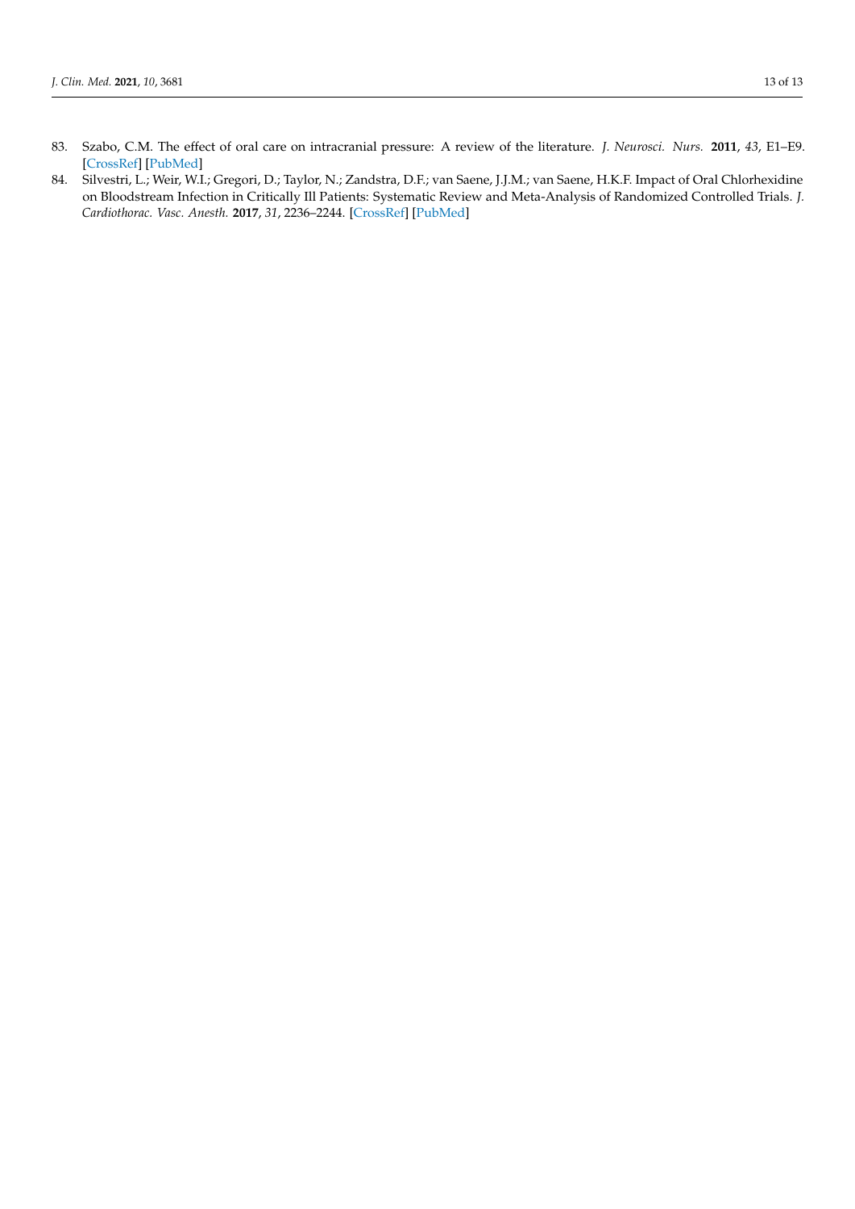83. Szabo, C.M. The effect of oral care on intracranial pressure: A review of the literature. *J. Neurosci. Nurs.* **2011**, *43*, E1–E9. [CrossRef] [PubMed]
84. Silvestri, L.; Weir, W.I.; Gregori, D.; Taylor, N.; Zandstra, D.F.; van Saene, J.J.M.; van Saene, H.K.F. Impact of Oral Chlorhexidine on Bloodstream Infection in Critically Ill Patients: Systematic Review and Meta-Analysis of Randomized Controlled Trials. *J. Cardiothorac. Vasc. Anesth.* **2017**, *31*, 2236–2244. [CrossRef] [PubMed]